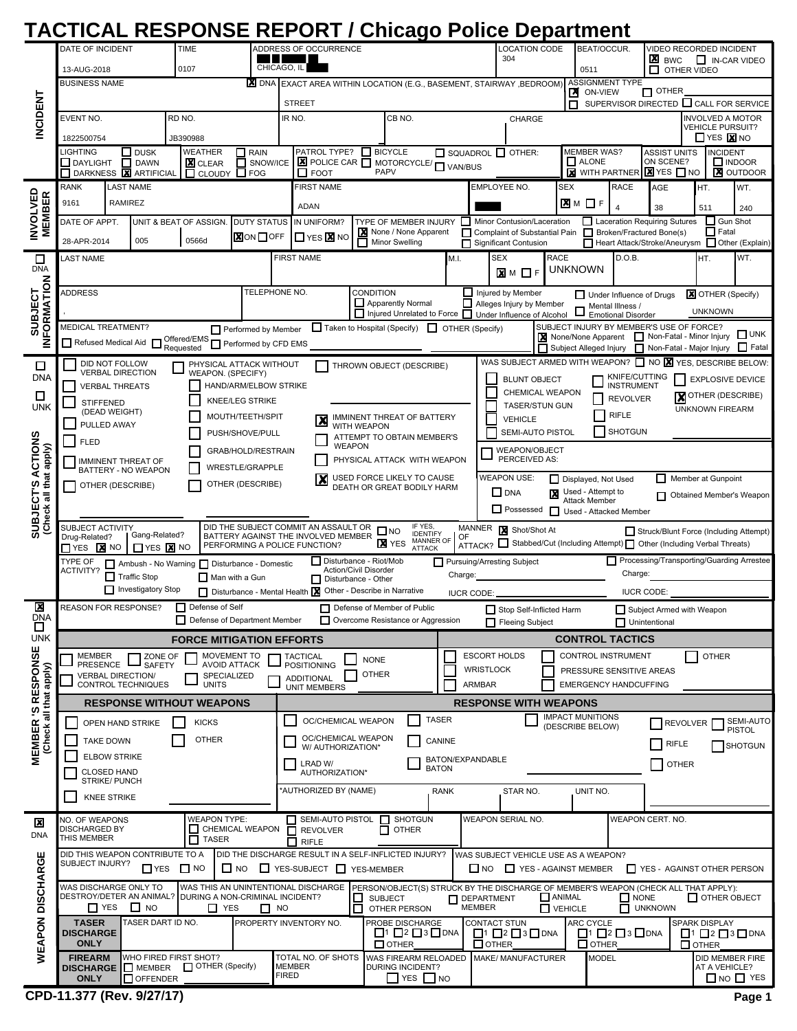# TACTICAL RESPONSE REPORT / Chicago Police Department

## INCIDENT

| DATE OF INCIDENT | TIME | ADDRESS OF OCCURRENCE | LOCATION CODE | BEAT/OCCUR. | VIDEO RECORDED INCIDENT |
|---|---|---|---|---|---|
| 13-AUG-2018 | 0107 | CHICAGO, IL | 304 | 0511 | [X] BWC [ ] IN-CAR VIDEO [ ] OTHER VIDEO |

| BUSINESS NAME | [X] DNA | EXACT AREA WITHIN LOCATION (E.G., BASEMENT, STAIRWAY, BEDROOM) | ASSIGNMENT TYPE |
|---|---|---|---|
| | | STREET | [X] ON-VIEW [ ] OTHER [ ] SUPERVISOR DIRECTED [ ] CALL FOR SERVICE |

| EVENT NO. | RD NO. | IR NO. | CB NO. | CHARGE | INVOLVED A MOTOR VEHICLE PURSUIT? |
|---|---|---|---|---|---|
| 1822500754 | JB390988 | | | | [ ] YES [X] NO |

| LIGHTING | WEATHER | PATROL TYPE? | MEMBER WAS? | ASSIST UNITS ON SCENE? | INCIDENT |
|---|---|---|---|---|---|
| [ ] DAYLIGHT [ ] DUSK [ ] DAWN [ ] DARKNESS [X] ARTIFICIAL | [X] CLEAR [ ] RAIN [ ] SNOW/ICE [ ] CLOUDY [ ] FOG | [ ] BICYCLE [X] POLICE CAR [ ] MOTORCYCLE/PAPV [ ] FOOT [ ] SQUADROL [ ] VAN/BUS [ ] OTHER: | [ ] ALONE [X] WITH PARTNER | [X] YES [ ] NO | [ ] INDOOR [X] OUTDOOR |

## INVOLVED MEMBER

| RANK | LAST NAME | FIRST NAME | EMPLOYEE NO. | SEX | RACE | AGE | HT. | WT. |
|---|---|---|---|---|---|---|---|---|
| 9161 | RAMIREZ | ADAN | | [X] M [ ] F | 4 | 38 | 511 | 240 |

| DATE OF APPT. | UNIT & BEAT OF ASSIGN. | | DUTY STATUS | IN UNIFORM? | TYPE OF MEMBER INJURY |
|---|---|---|---|---|---|
| 28-APR-2014 | 005 | 0566d | [X] ON [ ] OFF | [ ] YES [X] NO | [X] None / None Apparent [ ] Minor Swelling [ ] Minor Contusion/Laceration [ ] Complaint of Substantial Pain [ ] Significant Contusion [ ] Laceration Requiring Sutures [ ] Broken/Fractured Bone(s) [ ] Heart Attack/Stroke/Aneurysm [ ] Gun Shot [ ] Fatal [ ] Other (Explain) |

## SUBJECT INFORMATION

[ ] DNA

| LAST NAME | FIRST NAME | M.I. | SEX | RACE | D.O.B. | HT. | WT. |
|---|---|---|---|---|---|---|---|
| | | | [X] M [ ] F | UNKNOWN | | | |

| ADDRESS | TELEPHONE NO. | CONDITION |
|---|---|---|
| , | | [ ] Apparently Normal [ ] Injured Unrelated to Force [ ] Injured by Member [ ] Alleges Injury by Member [ ] Under Influence of Alcohol [ ] Under Influence of Drugs [ ] Mental Illness / Emotional Disorder [X] OTHER (Specify) UNKNOWN |

| MEDICAL TREATMENT? | SUBJECT INJURY BY MEMBER'S USE OF FORCE? |
|---|---|
| [ ] Refused Medical Aid [ ] Offered/EMS Requested [ ] Performed by Member [ ] Performed by CFD EMS [ ] Taken to Hospital (Specify) [ ] OTHER (Specify) | [X] None/None Apparent [ ] Subject Alleged Injury [ ] Non-Fatal - Minor Injury [ ] Non-Fatal - Major Injury [ ] UNK [ ] Fatal |

## SUBJECT'S ACTIONS (Check all that apply)

[ ] DNA [ ] UNK

- [ ] DID NOT FOLLOW VERBAL DIRECTION
- [ ] VERBAL THREATS
- [ ] STIFFENED (DEAD WEIGHT)
- [ ] PULLED AWAY
- [ ] FLED
- [ ] IMMINENT THREAT OF BATTERY - NO WEAPON
- [ ] OTHER (DESCRIBE)
- [ ] PHYSICAL ATTACK WITHOUT WEAPON. (SPECIFY)
  - [ ] HAND/ARM/ELBOW STRIKE
  - [ ] KNEE/LEG STRIKE
  - [ ] MOUTH/TEETH/SPIT
  - [ ] PUSH/SHOVE/PULL
  - [ ] GRAB/HOLD/RESTRAIN
  - [ ] WRESTLE/GRAPPLE
  - [ ] OTHER (DESCRIBE)
- [ ] THROWN OBJECT (DESCRIBE)
- [X] IMMINENT THREAT OF BATTERY WITH WEAPON
- [ ] ATTEMPT TO OBTAIN MEMBER'S WEAPON
- [ ] PHYSICAL ATTACK WITH WEAPON
- [X] USED FORCE LIKELY TO CAUSE DEATH OR GREAT BODILY HARM

WAS SUBJECT ARMED WITH WEAPON? [ ] NO [X] YES, DESCRIBE BELOW:

- [ ] BLUNT OBJECT
- [ ] CHEMICAL WEAPON
- [ ] TASER/STUN GUN
- [ ] VEHICLE
- [ ] SEMI-AUTO PISTOL
- [ ] KNIFE/CUTTING INSTRUMENT
- [ ] REVOLVER
- [ ] RIFLE
- [ ] SHOTGUN
- [ ] EXPLOSIVE DEVICE
- [X] OTHER (DESCRIBE) UNKNOWN FIREARM
- [ ] WEAPON/OBJECT PERCEIVED AS:

WEAPON USE: [ ] DNA [ ] Possessed [ ] Displayed, Not Used [X] Used - Attempt to Attack Member [ ] Used - Attacked Member [ ] Member at Gunpoint [ ] Obtained Member's Weapon

| SUBJECT ACTIVITY | DID THE SUBJECT COMMIT AN ASSAULT OR BATTERY AGAINST THE INVOLVED MEMBER PERFORMING A POLICE FUNCTION? | IF YES, IDENTIFY MANNER OF ATTACK |
|---|---|---|
| Drug-Related? [ ] YES [X] NO; Gang-Related? [ ] YES [X] NO | [ ] NO [X] YES | MANNER OF ATTACK? [X] Shot/Shot At [ ] Stabbed/Cut (Including Attempt) [ ] Struck/Blunt Force (Including Attempt) [ ] Other (Including Verbal Threats) |

TYPE OF ACTIVITY?

- [ ] Ambush - No Warning
- [ ] Traffic Stop
- [ ] Investigatory Stop
- [ ] Disturbance - Domestic
- [ ] Man with a Gun
- [ ] Disturbance - Mental Health
- [ ] Disturbance - Riot/Mob Action/Civil Disorder
- [ ] Disturbance - Other
- [X] Other - Describe in Narrative
- [ ] Pursuing/Arresting Subject — Charge: — IUCR CODE:
- [ ] Processing/Transporting/Guarding Arrestee — Charge: — IUCR CODE:

[X] DNA [ ] UNK

REASON FOR RESPONSE?

- [ ] Defense of Self
- [ ] Defense of Department Member
- [ ] Defense of Member of Public
- [ ] Overcome Resistance or Aggression
- [ ] Stop Self-Inflicted Harm
- [ ] Fleeing Subject
- [ ] Subject Armed with Weapon
- [ ] Unintentional

## MEMBER'S RESPONSE (Check all that apply)

### FORCE MITIGATION EFFORTS

- [ ] MEMBER PRESENCE
- [ ] VERBAL DIRECTION/CONTROL TECHNIQUES
- [ ] ZONE OF SAFETY
- [ ] MOVEMENT TO AVOID ATTACK
- [ ] SPECIALIZED UNITS
- [ ] TACTICAL POSITIONING
- [ ] ADDITIONAL UNIT MEMBERS
- [ ] NONE
- [ ] OTHER

### CONTROL TACTICS

- [ ] ESCORT HOLDS
- [ ] WRISTLOCK
- [ ] ARMBAR
- [ ] CONTROL INSTRUMENT
- [ ] PRESSURE SENSITIVE AREAS
- [ ] EMERGENCY HANDCUFFING
- [ ] OTHER

### RESPONSE WITHOUT WEAPONS

- [ ] OPEN HAND STRIKE
- [ ] TAKE DOWN
- [ ] ELBOW STRIKE
- [ ] CLOSED HAND STRIKE/ PUNCH
- [ ] KNEE STRIKE
- [ ] KICKS
- [ ] OTHER

### RESPONSE WITH WEAPONS

- [ ] OC/CHEMICAL WEAPON
- [ ] OC/CHEMICAL WEAPON W/ AUTHORIZATION*
- [ ] LRAD W/ AUTHORIZATION*
- [ ] TASER
- [ ] CANINE
- [ ] BATON/EXPANDABLE BATON
- [ ] IMPACT MUNITIONS (DESCRIBE BELOW)
- [ ] REVOLVER
- [ ] SEMI-AUTO PISTOL
- [ ] RIFLE
- [ ] SHOTGUN
- [ ] OTHER

| *AUTHORIZED BY (NAME) | RANK | STAR NO. | UNIT NO. |
|---|---|---|---|
| | | | |

## WEAPON DISCHARGE

[X] DNA

| NO. OF WEAPONS DISCHARGED BY THIS MEMBER | WEAPON TYPE: | WEAPON SERIAL NO. | WEAPON CERT. NO. |
|---|---|---|---|
| | [ ] CHEMICAL WEAPON [ ] TASER [ ] SEMI-AUTO PISTOL [ ] REVOLVER [ ] RIFLE [ ] SHOTGUN [ ] OTHER | | |

| DID THIS WEAPON CONTRIBUTE TO A SUBJECT INJURY? | DID THE DISCHARGE RESULT IN A SELF-INFLICTED INJURY? | WAS SUBJECT VEHICLE USE AS A WEAPON? |
|---|---|---|
| [ ] YES [ ] NO | [ ] NO [ ] YES-SUBJECT [ ] YES-MEMBER | [ ] NO [ ] YES - AGAINST MEMBER [ ] YES - AGAINST OTHER PERSON |

| WAS DISCHARGE ONLY TO DESTROY/DETER AN ANIMAL? | WAS THIS AN UNINTENTIONAL DISCHARGE DURING A NON-CRIMINAL INCIDENT? | PERSON/OBJECT(S) STRUCK BY THE DISCHARGE OF MEMBER'S WEAPON (CHECK ALL THAT APPLY): |
|---|---|---|
| [ ] YES [ ] NO | [ ] YES [ ] NO | [ ] SUBJECT [ ] OTHER PERSON [ ] DEPARTMENT MEMBER [ ] ANIMAL [ ] VEHICLE [ ] NONE [ ] UNKNOWN [ ] OTHER OBJECT |

| TASER DISCHARGE ONLY | TASER DART ID NO. | PROPERTY INVENTORY NO. | PROBE DISCHARGE | CONTACT STUN | ARC CYCLE | SPARK DISPLAY |
|---|---|---|---|---|---|---|
| | | | [ ]1 [ ]2 [ ]3 [ ]DNA [ ]OTHER | [ ]1 [ ]2 [ ]3 [ ]DNA [ ]OTHER | [ ]1 [ ]2 [ ]3 [ ]DNA [ ]OTHER | [ ]1 [ ]2 [ ]3 [ ]DNA [ ]OTHER |

| FIREARM DISCHARGE ONLY | WHO FIRED FIRST SHOT? | TOTAL NO. OF SHOTS MEMBER FIRED | WAS FIREARM RELOADED DURING INCIDENT? | MAKE/ MANUFACTURER | MODEL | DID MEMBER FIRE AT A VEHICLE? |
|---|---|---|---|---|---|---|
| | [ ] MEMBER [ ] OFFENDER [ ] OTHER (Specify) | | [ ] YES [ ] NO | | | [ ] NO [ ] YES |

CPD-11.377 (Rev. 9/27/17)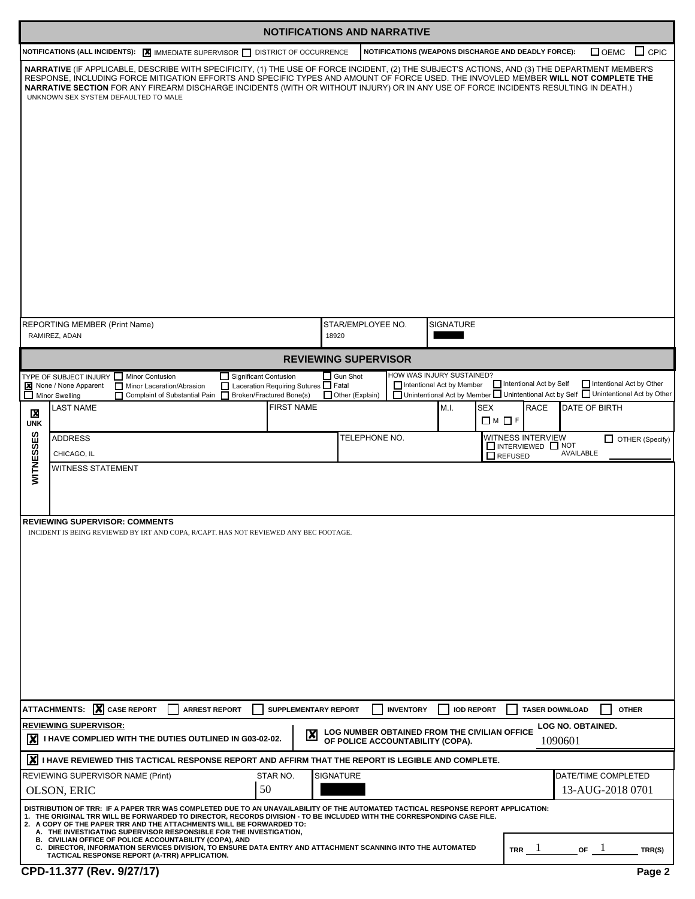## NOTIFICATIONS AND NARRATIVE

**NOTIFICATIONS (ALL INCIDENTS):** [X] IMMEDIATE SUPERVISOR [ ] DISTRICT OF OCCURRENCE

**NOTIFICATIONS (WEAPONS DISCHARGE AND DEADLY FORCE):** [ ] OEMC [ ] CPIC

**NARRATIVE** (IF APPLICABLE, DESCRIBE WITH SPECIFICITY, (1) THE USE OF FORCE INCIDENT, (2) THE SUBJECT'S ACTIONS, AND (3) THE DEPARTMENT MEMBER'S RESPONSE, INCLUDING FORCE MITIGATION EFFORTS AND SPECIFIC TYPES AND AMOUNT OF FORCE USED. THE INVOVLED MEMBER **WILL NOT COMPLETE THE NARRATIVE SECTION** FOR ANY FIREARM DISCHARGE INCIDENTS (WITH OR WITHOUT INJURY) OR IN ANY USE OF FORCE INCIDENTS RESULTING IN DEATH.)

UNKNOWN SEX SYSTEM DEFAULTED TO MALE

| REPORTING MEMBER (Print Name) | STAR/EMPLOYEE NO. | SIGNATURE |
|---|---|---|
| RAMIREZ, ADAN | 18920 | [REDACTED] |

## REVIEWING SUPERVISOR

**TYPE OF SUBJECT INJURY:** [X] None / None Apparent [ ] Minor Swelling [ ] Minor Contusion [ ] Minor Laceration/Abrasion [ ] Complaint of Substantial Pain [ ] Significant Contusion [ ] Laceration Requiring Sutures [ ] Broken/Fractured Bone(s) [ ] Gun Shot [ ] Fatal [ ] Other (Explain)

**HOW WAS INJURY SUSTAINED?** [ ] Intentional Act by Member [ ] Unintentional Act by Member [ ] Intentional Act by Self [ ] Unintentional Act by Self [ ] Intentional Act by Other [ ] Unintentional Act by Other

**WITNESSES** [X] UNK

| LAST NAME | FIRST NAME | M.I. | SEX | RACE | DATE OF BIRTH |
|---|---|---|---|---|---|
| | | | [ ] M [ ] F | | |

| ADDRESS | TELEPHONE NO. | WITNESS INTERVIEW |
|---|---|---|
| CHICAGO, IL | | [ ] INTERVIEWED [ ] NOT AVAILABLE [ ] REFUSED [ ] OTHER (Specify) |

WITNESS STATEMENT

**REVIEWING SUPERVISOR: COMMENTS**

INCIDENT IS BEING REVIEWED BY IRT AND COPA, R/CAPT. HAS NOT REVIEWED ANY BEC FOOTAGE.

**ATTACHMENTS:** [X] CASE REPORT [ ] ARREST REPORT [ ] SUPPLEMENTARY REPORT [ ] INVENTORY [ ] IOD REPORT [ ] TASER DOWNLOAD [ ] OTHER

**REVIEWING SUPERVISOR:**

[X] I HAVE COMPLIED WITH THE DUTIES OUTLINED IN G03-02-02.

[X] LOG NUMBER OBTAINED FROM THE CIVILIAN OFFICE OF POLICE ACCOUNTABILITY (COPA). LOG NO. OBTAINED. 1090601

[X] I HAVE REVIEWED THIS TACTICAL RESPONSE REPORT AND AFFIRM THAT THE REPORT IS LEGIBLE AND COMPLETE.

| REVIEWING SUPERVISOR NAME (Print) | STAR NO. | SIGNATURE | DATE/TIME COMPLETED |
|---|---|---|---|
| OLSON, ERIC | 50 | [REDACTED] | 13-AUG-2018 0701 |

**DISTRIBUTION OF TRR: IF A PAPER TRR WAS COMPLETED DUE TO AN UNAVAILABILITY OF THE AUTOMATED TACTICAL RESPONSE REPORT APPLICATION:**
1. THE ORIGINAL TRR WILL BE FORWARDED TO DIRECTOR, RECORDS DIVISION - TO BE INCLUDED WITH THE CORRESPONDING CASE FILE.
2. A COPY OF THE PAPER TRR AND THE ATTACHMENTS WILL BE FORWARDED TO:
   A. THE INVESTIGATING SUPERVISOR RESPONSIBLE FOR THE INVESTIGATION,
   B. CIVILIAN OFFICE OF POLICE ACCOUNTABILITY (COPA), AND
   C. DIRECTOR, INFORMATION SERVICES DIVISION, TO ENSURE DATA ENTRY AND ATTACHMENT SCANNING INTO THE AUTOMATED TACTICAL RESPONSE REPORT (A-TRR) APPLICATION.

TRR 1 OF 1 TRR(S)

CPD-11.377 (Rev. 9/27/17)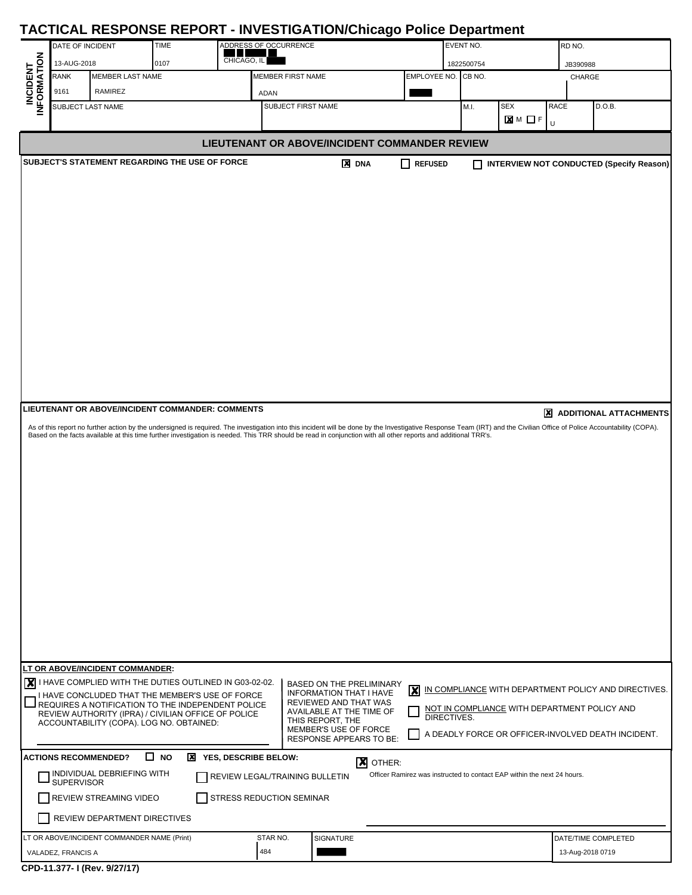# TACTICAL RESPONSE REPORT - INVESTIGATION/Chicago Police Department

**INCIDENT INFORMATION**

| DATE OF INCIDENT | TIME | ADDRESS OF OCCURRENCE | EVENT NO. | RD NO. |
|---|---|---|---|---|
| 13-AUG-2018 | 0107 | CHICAGO, IL | 1822500754 | JB390988 |

| RANK | MEMBER LAST NAME | MEMBER FIRST NAME | EMPLOYEE NO. | CB NO. | CHARGE |
|---|---|---|---|---|---|
| 9161 | RAMIREZ | ADAN | | | |

| SUBJECT LAST NAME | SUBJECT FIRST NAME | M.I. | SEX | RACE | D.O.B. |
|---|---|---|---|---|---|
| | | | [X] M [ ] F | U | |

## LIEUTENANT OR ABOVE/INCIDENT COMMANDER REVIEW

**SUBJECT'S STATEMENT REGARDING THE USE OF FORCE** [X] DNA [ ] REFUSED [ ] INTERVIEW NOT CONDUCTED (Specify Reason)

**LIEUTENANT OR ABOVE/INCIDENT COMMANDER: COMMENTS** [X] ADDITIONAL ATTACHMENTS

As of this report no further action by the undersigned is required. The investigation into this incident will be done by the Investigative Response Team (IRT) and the Civilian Office of Police Accountability (COPA). Based on the facts available at this time further investigation is needed. This TRR should be read in conjunction with all other reports and additional TRR's.

**LT OR ABOVE/INCIDENT COMMANDER:**

[X] I HAVE COMPLIED WITH THE DUTIES OUTLINED IN G03-02-02.

[ ] I HAVE CONCLUDED THAT THE MEMBER'S USE OF FORCE REQUIRES A NOTIFICATION TO THE INDEPENDENT POLICE REVIEW AUTHORITY (IPRA) / CIVILIAN OFFICE OF POLICE ACCOUNTABILITY (COPA). LOG NO. OBTAINED:

BASED ON THE PRELIMINARY INFORMATION THAT I HAVE REVIEWED AND THAT WAS AVAILABLE AT THE TIME OF THIS REPORT, THE MEMBER'S USE OF FORCE RESPONSE APPEARS TO BE:

[X] IN COMPLIANCE WITH DEPARTMENT POLICY AND DIRECTIVES.

[ ] NOT IN COMPLIANCE WITH DEPARTMENT POLICY AND DIRECTIVES.

[ ] A DEADLY FORCE OR OFFICER-INVOLVED DEATH INCIDENT.

**ACTIONS RECOMMENDED?** [ ] NO [X] YES, DESCRIBE BELOW:

[ ] INDIVIDUAL DEBRIEFING WITH SUPERVISOR

[ ] REVIEW LEGAL/TRAINING BULLETIN

[ ] REVIEW STREAMING VIDEO

[ ] STRESS REDUCTION SEMINAR

[ ] REVIEW DEPARTMENT DIRECTIVES

[X] OTHER: Officer Ramirez was instructed to contact EAP within the next 24 hours.

| LT OR ABOVE/INCIDENT COMMANDER NAME (Print) | STAR NO. | SIGNATURE | DATE/TIME COMPLETED |
|---|---|---|---|
| VALADEZ, FRANCIS A | 484 | | 13-Aug-2018 0719 |

CPD-11.377- I (Rev. 9/27/17)